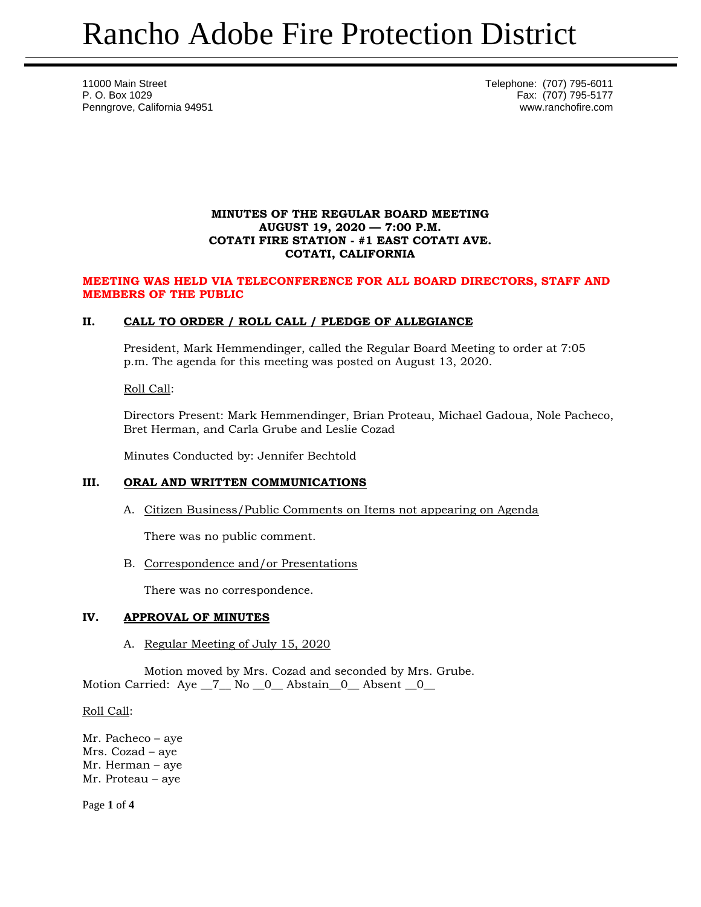# Rancho Adobe Fire Protection District

11000 Main Street
P. O. Box 1029
Penngrove, California 94951

Telephone: (707) 795-6011
Fax: (707) 795-5177
www.ranchofire.com

**MINUTES OF THE REGULAR BOARD MEETING**
**AUGUST 19, 2020 — 7:00 P.M.**
**COTATI FIRE STATION - #1 EAST COTATI AVE.**
**COTATI, CALIFORNIA**

**MEETING WAS HELD VIA TELECONFERENCE FOR ALL BOARD DIRECTORS, STAFF AND MEMBERS OF THE PUBLIC**

## II. CALL TO ORDER / ROLL CALL / PLEDGE OF ALLEGIANCE

President, Mark Hemmendinger, called the Regular Board Meeting to order at 7:05 p.m. The agenda for this meeting was posted on August 13, 2020.

Roll Call:

Directors Present: Mark Hemmendinger, Brian Proteau, Michael Gadoua, Nole Pacheco, Bret Herman, and Carla Grube and Leslie Cozad

Minutes Conducted by: Jennifer Bechtold

## III. ORAL AND WRITTEN COMMUNICATIONS

A. Citizen Business/Public Comments on Items not appearing on Agenda

There was no public comment.

B. Correspondence and/or Presentations

There was no correspondence.

## IV. APPROVAL OF MINUTES

A. Regular Meeting of July 15, 2020

Motion moved by Mrs. Cozad and seconded by Mrs. Grube.
Motion Carried: Aye __7__ No __0__ Abstain__0__ Absent __0__

Roll Call:

Mr. Pacheco – aye
Mrs. Cozad – aye
Mr. Herman – aye
Mr. Proteau – aye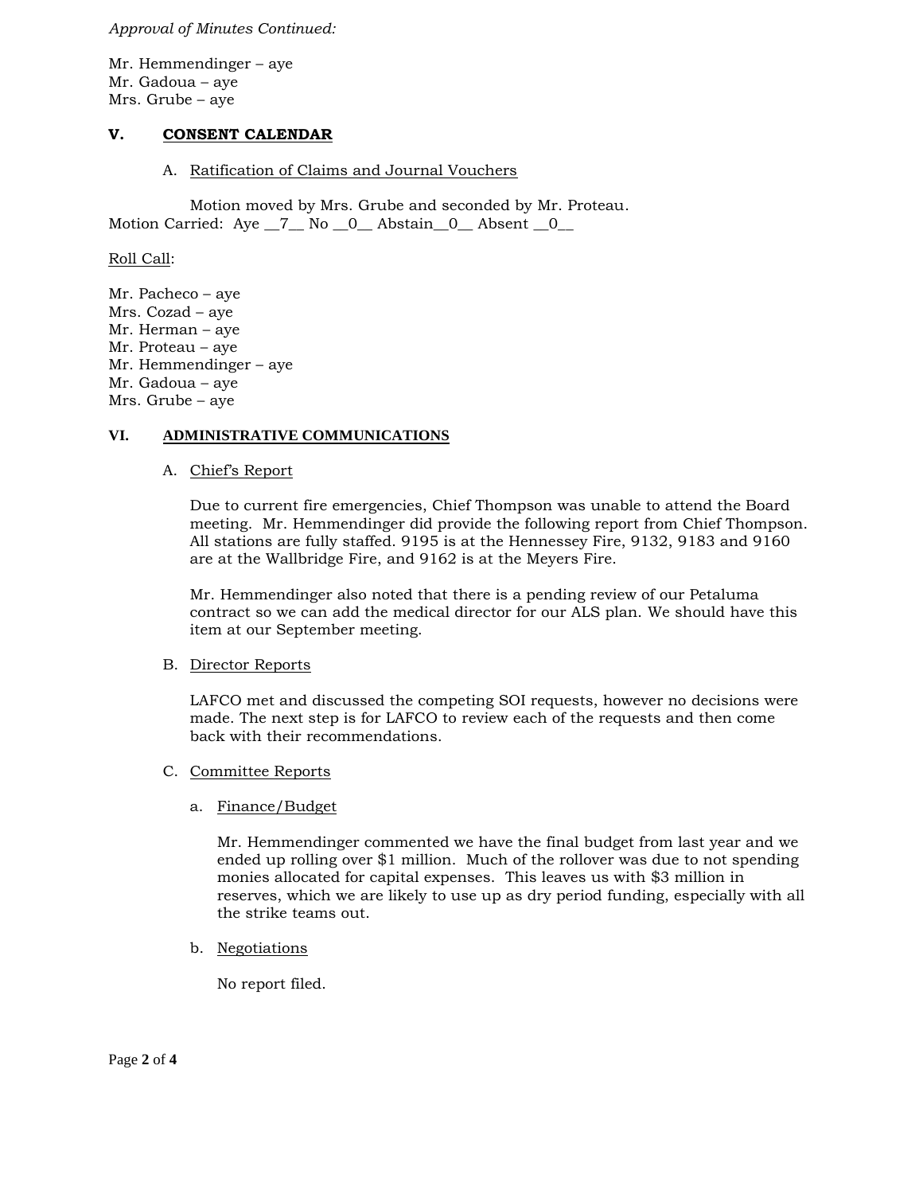*Approval of Minutes Continued:*

Mr. Hemmendinger – aye
Mr. Gadoua – aye
Mrs. Grube – aye

## V. CONSENT CALENDAR

A. Ratification of Claims and Journal Vouchers

Motion moved by Mrs. Grube and seconded by Mr. Proteau.
Motion Carried: Aye __7__ No __0__ Abstain__0__ Absent __0__

Roll Call:

Mr. Pacheco – aye
Mrs. Cozad – aye
Mr. Herman – aye
Mr. Proteau – aye
Mr. Hemmendinger – aye
Mr. Gadoua – aye
Mrs. Grube – aye

## VI. ADMINISTRATIVE COMMUNICATIONS

A. Chief's Report

Due to current fire emergencies, Chief Thompson was unable to attend the Board meeting. Mr. Hemmendinger did provide the following report from Chief Thompson. All stations are fully staffed. 9195 is at the Hennessey Fire, 9132, 9183 and 9160 are at the Wallbridge Fire, and 9162 is at the Meyers Fire.

Mr. Hemmendinger also noted that there is a pending review of our Petaluma contract so we can add the medical director for our ALS plan. We should have this item at our September meeting.

B. Director Reports

LAFCO met and discussed the competing SOI requests, however no decisions were made. The next step is for LAFCO to review each of the requests and then come back with their recommendations.

C. Committee Reports

a. Finance/Budget

Mr. Hemmendinger commented we have the final budget from last year and we ended up rolling over $1 million. Much of the rollover was due to not spending monies allocated for capital expenses. This leaves us with $3 million in reserves, which we are likely to use up as dry period funding, especially with all the strike teams out.

b. Negotiations

No report filed.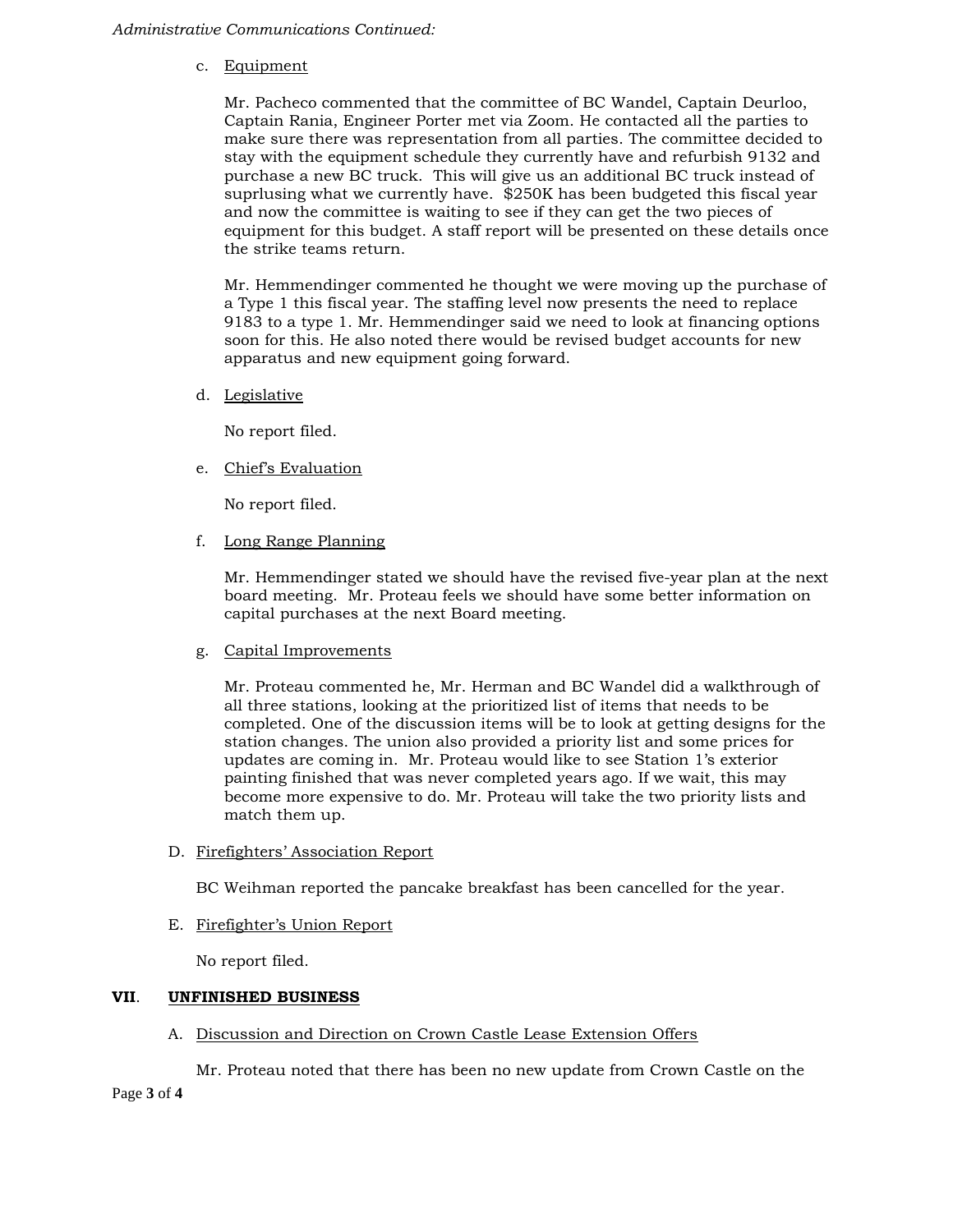*Administrative Communications Continued:*

c. Equipment

Mr. Pacheco commented that the committee of BC Wandel, Captain Deurloo, Captain Rania, Engineer Porter met via Zoom. He contacted all the parties to make sure there was representation from all parties. The committee decided to stay with the equipment schedule they currently have and refurbish 9132 and purchase a new BC truck. This will give us an additional BC truck instead of suprlusing what we currently have. $250K has been budgeted this fiscal year and now the committee is waiting to see if they can get the two pieces of equipment for this budget. A staff report will be presented on these details once the strike teams return.

Mr. Hemmendinger commented he thought we were moving up the purchase of a Type 1 this fiscal year. The staffing level now presents the need to replace 9183 to a type 1. Mr. Hemmendinger said we need to look at financing options soon for this. He also noted there would be revised budget accounts for new apparatus and new equipment going forward.

d. Legislative

No report filed.

e. Chief's Evaluation

No report filed.

f. Long Range Planning

Mr. Hemmendinger stated we should have the revised five-year plan at the next board meeting. Mr. Proteau feels we should have some better information on capital purchases at the next Board meeting.

g. Capital Improvements

Mr. Proteau commented he, Mr. Herman and BC Wandel did a walkthrough of all three stations, looking at the prioritized list of items that needs to be completed. One of the discussion items will be to look at getting designs for the station changes. The union also provided a priority list and some prices for updates are coming in. Mr. Proteau would like to see Station 1's exterior painting finished that was never completed years ago. If we wait, this may become more expensive to do. Mr. Proteau will take the two priority lists and match them up.

D. Firefighters' Association Report

BC Weihman reported the pancake breakfast has been cancelled for the year.

E. Firefighter's Union Report

No report filed.

## VII. UNFINISHED BUSINESS

A. Discussion and Direction on Crown Castle Lease Extension Offers

Mr. Proteau noted that there has been no new update from Crown Castle on the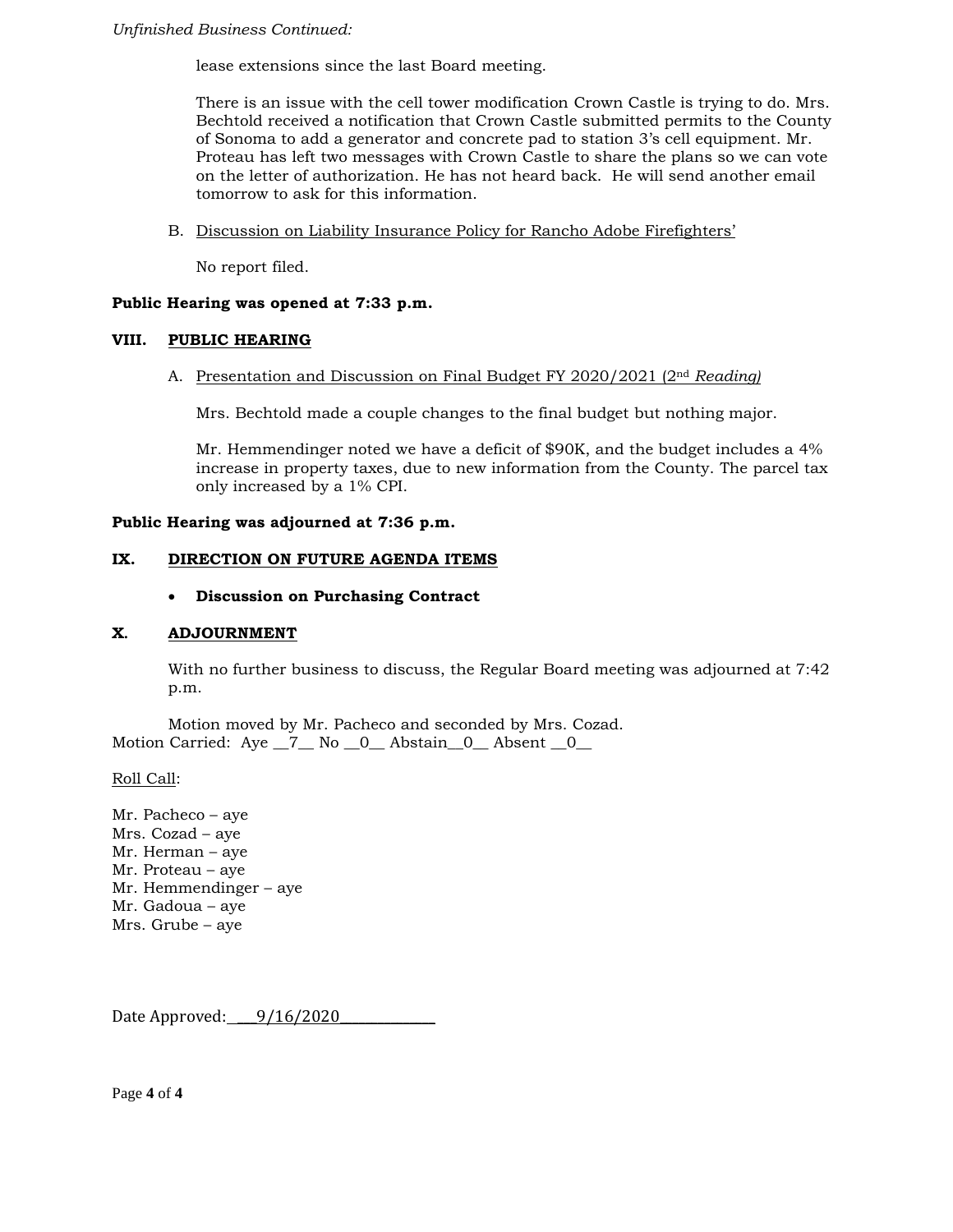*Unfinished Business Continued:*

lease extensions since the last Board meeting.

There is an issue with the cell tower modification Crown Castle is trying to do. Mrs. Bechtold received a notification that Crown Castle submitted permits to the County of Sonoma to add a generator and concrete pad to station 3's cell equipment. Mr. Proteau has left two messages with Crown Castle to share the plans so we can vote on the letter of authorization. He has not heard back. He will send another email tomorrow to ask for this information.

B. Discussion on Liability Insurance Policy for Rancho Adobe Firefighters'

No report filed.

**Public Hearing was opened at 7:33 p.m.**

## VIII. PUBLIC HEARING

A. Presentation and Discussion on Final Budget FY 2020/2021 (2nd *Reading)*

Mrs. Bechtold made a couple changes to the final budget but nothing major.

Mr. Hemmendinger noted we have a deficit of $90K, and the budget includes a 4% increase in property taxes, due to new information from the County. The parcel tax only increased by a 1% CPI.

**Public Hearing was adjourned at 7:36 p.m.**

## IX. DIRECTION ON FUTURE AGENDA ITEMS

- **Discussion on Purchasing Contract**

## X. ADJOURNMENT

With no further business to discuss, the Regular Board meeting was adjourned at 7:42 p.m.

Motion moved by Mr. Pacheco and seconded by Mrs. Cozad.
Motion Carried: Aye __7__ No __0__ Abstain__0__ Absent __0__

Roll Call:

Mr. Pacheco – aye
Mrs. Cozad – aye
Mr. Herman – aye
Mr. Proteau – aye
Mr. Hemmendinger – aye
Mr. Gadoua – aye
Mrs. Grube – aye

Date Approved: ___9/16/2020_____________